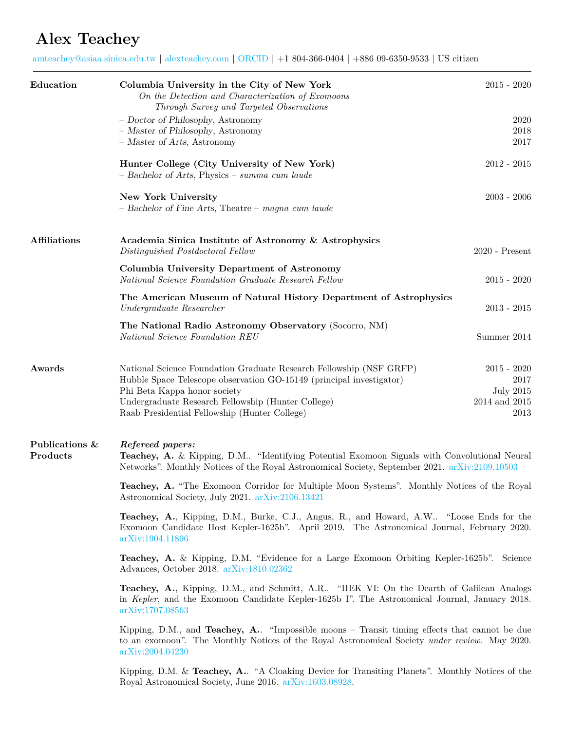# Alex Teachey

amteachey@asiaa.sinica.edu.tw | alexteachey.com | ORCID | +1 804-366-0404 | +886 09-6350-9533 | US citizen

---

## Education

**Columbia University in the City of New York** — 2015 - 2020

*On the Detection and Characterization of Exomoons Through Survey and Targeted Observations*

- *Doctor of Philosophy*, Astronomy — 2020
- *Master of Philosophy*, Astronomy — 2018
- *Master of Arts*, Astronomy — 2017

**Hunter College (City University of New York)** — 2012 - 2015

- *Bachelor of Arts*, Physics – *summa cum laude*

**New York University** — 2003 - 2006

- *Bachelor of Fine Arts*, Theatre – *magna cum laude*

## Affiliations

**Academia Sinica Institute of Astronomy & Astrophysics**
*Distinguished Postdoctoral Fellow* — 2020 - Present

**Columbia University Department of Astronomy**
*National Science Foundation Graduate Research Fellow* — 2015 - 2020

**The American Museum of Natural History Department of Astrophysics**
*Undergraduate Researcher* — 2013 - 2015

**The National Radio Astronomy Observatory** (Socorro, NM)
*National Science Foundation REU* — Summer 2014

## Awards

- National Science Foundation Graduate Research Fellowship (NSF GRFP) — 2015 - 2020
- Hubble Space Telescope observation GO-15149 (principal investigator) — 2017
- Phi Beta Kappa honor society — July 2015
- Undergraduate Research Fellowship (Hunter College) — 2014 and 2015
- Raab Presidential Fellowship (Hunter College) — 2013

## Publications & Products

***Refereed papers:***

**Teachey, A.** & Kipping, D.M.. "Identifying Potential Exomoon Signals with Convolutional Neural Networks". Monthly Notices of the Royal Astronomical Society, September 2021. arXiv:2109.10503

**Teachey, A.** "The Exomoon Corridor for Multiple Moon Systems". Monthly Notices of the Royal Astronomical Society, July 2021. arXiv:2106.13421

**Teachey, A.**, Kipping, D.M., Burke, C.J., Angus, R., and Howard, A.W.. "Loose Ends for the Exomoon Candidate Host Kepler-1625b". April 2019. The Astronomical Journal, February 2020. arXiv:1904.11896

**Teachey, A.** & Kipping, D.M. "Evidence for a Large Exomoon Orbiting Kepler-1625b". Science Advances, October 2018. arXiv:1810.02362

**Teachey, A.**, Kipping, D.M., and Schmitt, A.R.. "HEK VI: On the Dearth of Galilean Analogs in *Kepler*, and the Exomoon Candidate Kepler-1625b I". The Astronomical Journal, January 2018. arXiv:1707.08563

Kipping, D.M., and **Teachey, A.**. "Impossible moons – Transit timing effects that cannot be due to an exomoon". The Monthly Notices of the Royal Astronomical Society *under review*. May 2020. arXiv:2004.04230

Kipping, D.M. & **Teachey, A.**. "A Cloaking Device for Transiting Planets". Monthly Notices of the Royal Astronomical Society, June 2016. arXiv:1603.08928.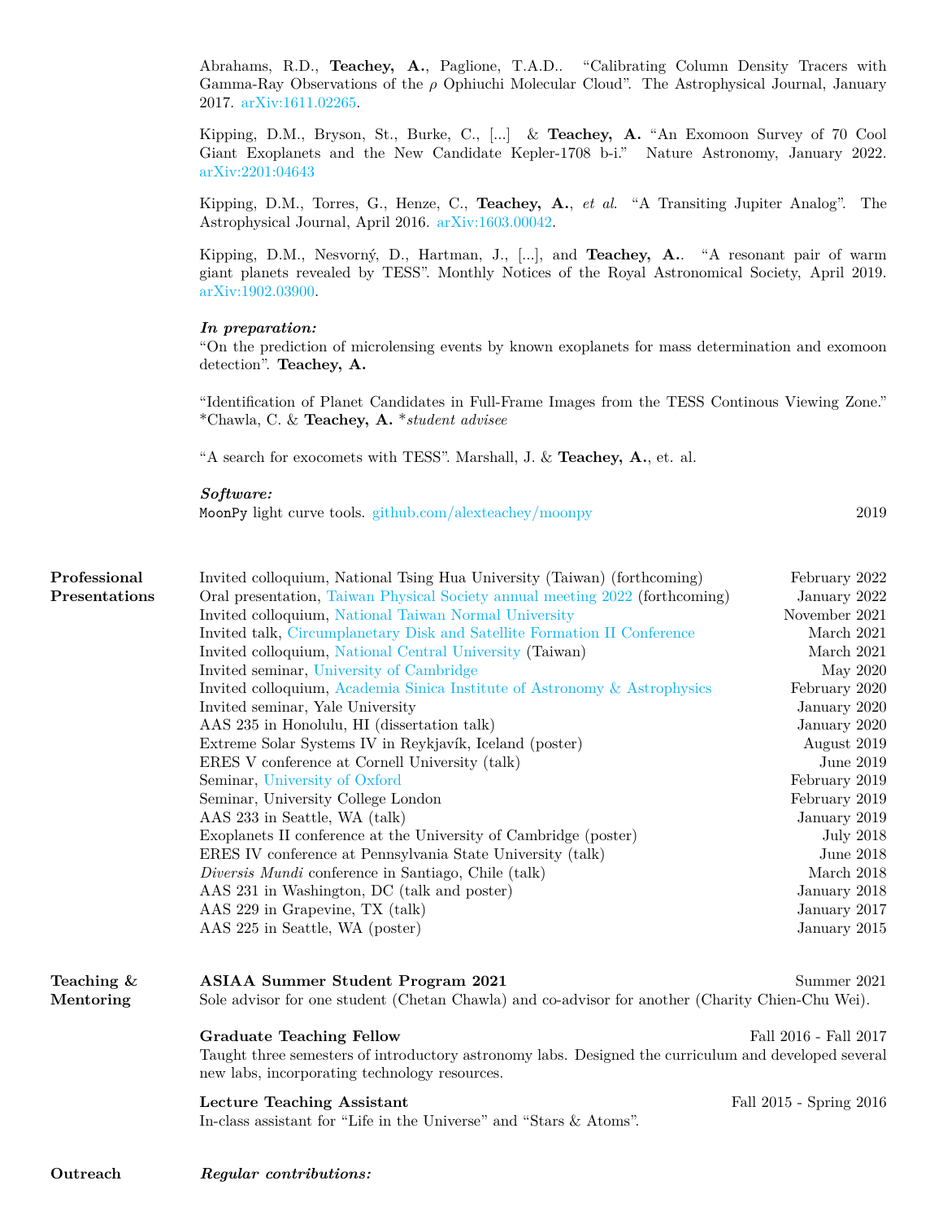Abrahams, R.D., **Teachey, A.**, Paglione, T.A.D.. "Calibrating Column Density Tracers with Gamma-Ray Observations of the $\rho$ Ophiuchi Molecular Cloud". The Astrophysical Journal, January 2017. arXiv:1611.02265.

Kipping, D.M., Bryson, St., Burke, C., [...] & **Teachey, A.** "An Exomoon Survey of 70 Cool Giant Exoplanets and the New Candidate Kepler-1708 b-i." Nature Astronomy, January 2022. arXiv:2201:04643

Kipping, D.M., Torres, G., Henze, C., **Teachey, A.**, *et al.* "A Transiting Jupiter Analog". The Astrophysical Journal, April 2016. arXiv:1603.00042.

Kipping, D.M., Nesvorný, D., Hartman, J., [...], and **Teachey, A.**. "A resonant pair of warm giant planets revealed by TESS". Monthly Notices of the Royal Astronomical Society, April 2019. arXiv:1902.03900.

***In preparation:***
"On the prediction of microlensing events by known exoplanets for mass determination and exomoon detection". **Teachey, A.**

"Identification of Planet Candidates in Full-Frame Images from the TESS Continous Viewing Zone." *Chawla, C. & **Teachey, A.** **student advisee*

"A search for exocomets with TESS". Marshall, J. & **Teachey, A.**, et. al.

***Software:***
`MoonPy` light curve tools. github.com/alexteachey/moonpy — 2019

## Professional Presentations

| | |
|---|---|
| Invited colloquium, National Tsing Hua University (Taiwan) (forthcoming) | February 2022 |
| Oral presentation, Taiwan Physical Society annual meeting 2022 (forthcoming) | January 2022 |
| Invited colloquium, National Taiwan Normal University | November 2021 |
| Invited talk, Circumplanetary Disk and Satellite Formation II Conference | March 2021 |
| Invited colloquium, National Central University (Taiwan) | March 2021 |
| Invited seminar, University of Cambridge | May 2020 |
| Invited colloquium, Academia Sinica Institute of Astronomy & Astrophysics | February 2020 |
| Invited seminar, Yale University | January 2020 |
| AAS 235 in Honolulu, HI (dissertation talk) | January 2020 |
| Extreme Solar Systems IV in Reykjavík, Iceland (poster) | August 2019 |
| ERES V conference at Cornell University (talk) | June 2019 |
| Seminar, University of Oxford | February 2019 |
| Seminar, University College London | February 2019 |
| AAS 233 in Seattle, WA (talk) | January 2019 |
| Exoplanets II conference at the University of Cambridge (poster) | July 2018 |
| ERES IV conference at Pennsylvania State University (talk) | June 2018 |
| *Diversis Mundi* conference in Santiago, Chile (talk) | March 2018 |
| AAS 231 in Washington, DC (talk and poster) | January 2018 |
| AAS 229 in Grapevine, TX (talk) | January 2017 |
| AAS 225 in Seattle, WA (poster) | January 2015 |

## Teaching & Mentoring

**ASIAA Summer Student Program 2021** — Summer 2021
Sole advisor for one student (Chetan Chawla) and co-advisor for another (Charity Chien-Chu Wei).

**Graduate Teaching Fellow** — Fall 2016 - Fall 2017
Taught three semesters of introductory astronomy labs. Designed the curriculum and developed several new labs, incorporating technology resources.

**Lecture Teaching Assistant** — Fall 2015 - Spring 2016
In-class assistant for "Life in the Universe" and "Stars & Atoms".

## Outreach

***Regular contributions:***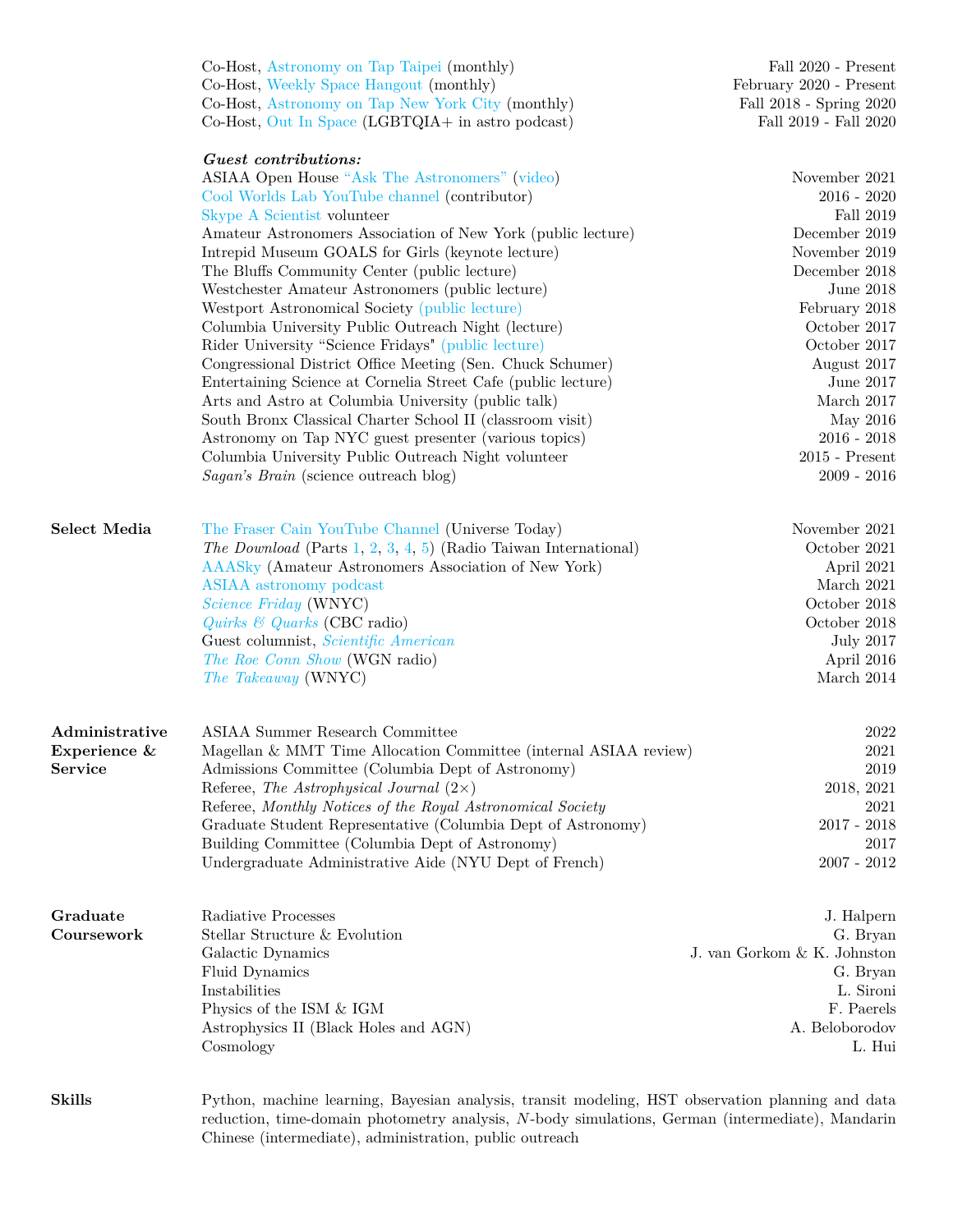Co-Host, Astronomy on Tap Taipei (monthly) — Fall 2020 - Present
Co-Host, Weekly Space Hangout (monthly) — February 2020 - Present
Co-Host, Astronomy on Tap New York City (monthly) — Fall 2018 - Spring 2020
Co-Host, Out In Space (LGBTQIA+ in astro podcast) — Fall 2019 - Fall 2020

***Guest contributions:***

ASIAA Open House "Ask The Astronomers" (video) — November 2021
Cool Worlds Lab YouTube channel (contributor) — 2016 - 2020
Skype A Scientist volunteer — Fall 2019
Amateur Astronomers Association of New York (public lecture) — December 2019
Intrepid Museum GOALS for Girls (keynote lecture) — November 2019
The Bluffs Community Center (public lecture) — December 2018
Westchester Amateur Astronomers (public lecture) — June 2018
Westport Astronomical Society (public lecture) — February 2018
Columbia University Public Outreach Night (lecture) — October 2017
Rider University "Science Fridays" (public lecture) — October 2017
Congressional District Office Meeting (Sen. Chuck Schumer) — August 2017
Entertaining Science at Cornelia Street Cafe (public lecture) — June 2017
Arts and Astro at Columbia University (public talk) — March 2017
South Bronx Classical Charter School II (classroom visit) — May 2016
Astronomy on Tap NYC guest presenter (various topics) — 2016 - 2018
Columbia University Public Outreach Night volunteer — 2015 - Present
*Sagan's Brain* (science outreach blog) — 2009 - 2016

## Select Media

The Fraser Cain YouTube Channel (Universe Today) — November 2021
*The Download* (Parts 1, 2, 3, 4, 5) (Radio Taiwan International) — October 2021
AAASky (Amateur Astronomers Association of New York) — April 2021
ASIAA astronomy podcast — March 2021
*Science Friday* (WNYC) — October 2018
*Quirks & Quarks* (CBC radio) — October 2018
Guest columnist, *Scientific American* — July 2017
*The Roe Conn Show* (WGN radio) — April 2016
*The Takeaway* (WNYC) — March 2014

## Administrative Experience & Service

ASIAA Summer Research Committee — 2022
Magellan & MMT Time Allocation Committee (internal ASIAA review) — 2021
Admissions Committee (Columbia Dept of Astronomy) — 2019
Referee, *The Astrophysical Journal* (2×) — 2018, 2021
Referee, *Monthly Notices of the Royal Astronomical Society* — 2021
Graduate Student Representative (Columbia Dept of Astronomy) — 2017 - 2018
Building Committee (Columbia Dept of Astronomy) — 2017
Undergraduate Administrative Aide (NYU Dept of French) — 2007 - 2012

## Graduate Coursework

Radiative Processes — J. Halpern
Stellar Structure & Evolution — G. Bryan
Galactic Dynamics — J. van Gorkom & K. Johnston
Fluid Dynamics — G. Bryan
Instabilities — L. Sironi
Physics of the ISM & IGM — F. Paerels
Astrophysics II (Black Holes and AGN) — A. Beloborodov
Cosmology — L. Hui

## Skills

Python, machine learning, Bayesian analysis, transit modeling, HST observation planning and data reduction, time-domain photometry analysis, $N$-body simulations, German (intermediate), Mandarin Chinese (intermediate), administration, public outreach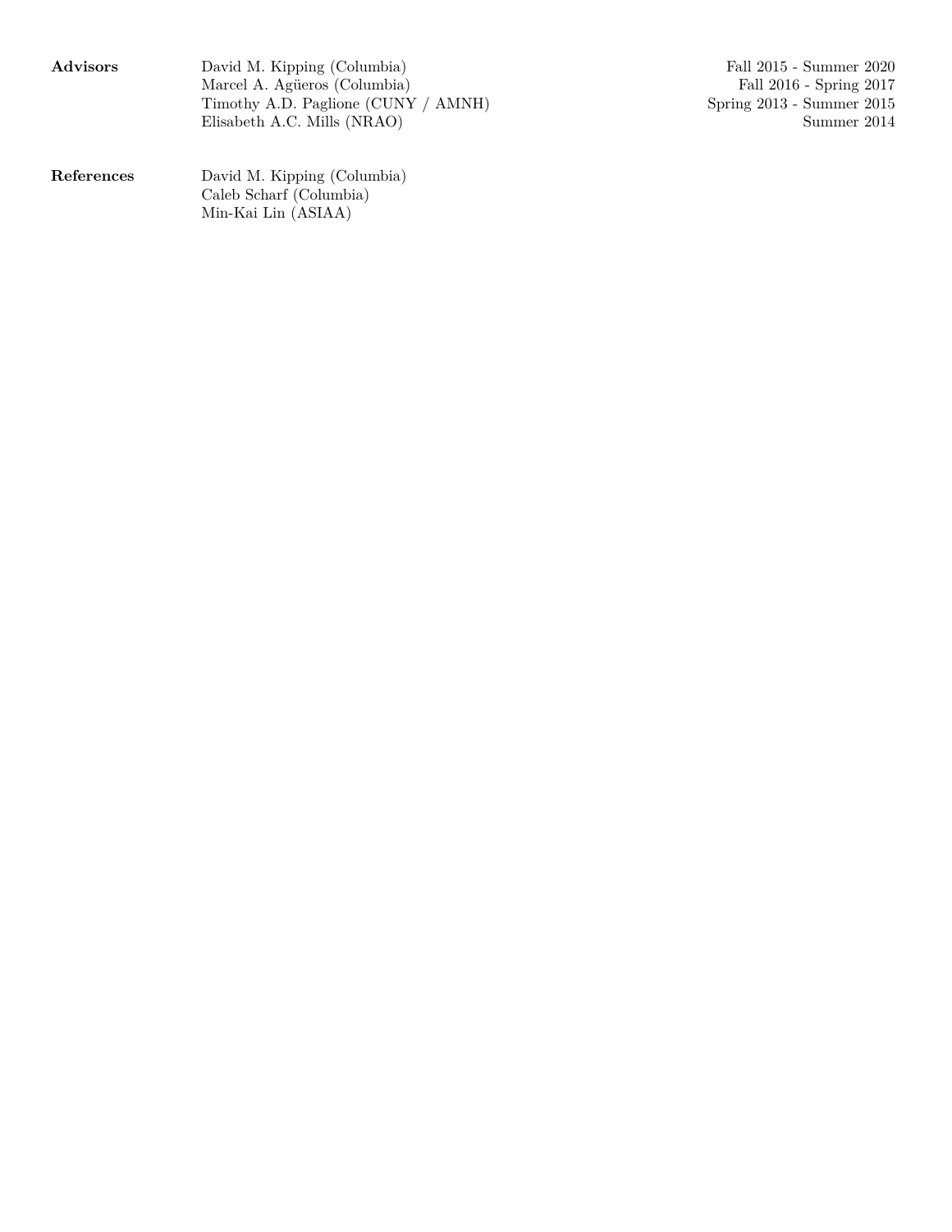**Advisors**

David M. Kipping (Columbia) — Fall 2015 - Summer 2020
Marcel A. Agüeros (Columbia) — Fall 2016 - Spring 2017
Timothy A.D. Paglione (CUNY / AMNH) — Spring 2013 - Summer 2015
Elisabeth A.C. Mills (NRAO) — Summer 2014

**References**

David M. Kipping (Columbia)
Caleb Scharf (Columbia)
Min-Kai Lin (ASIAA)